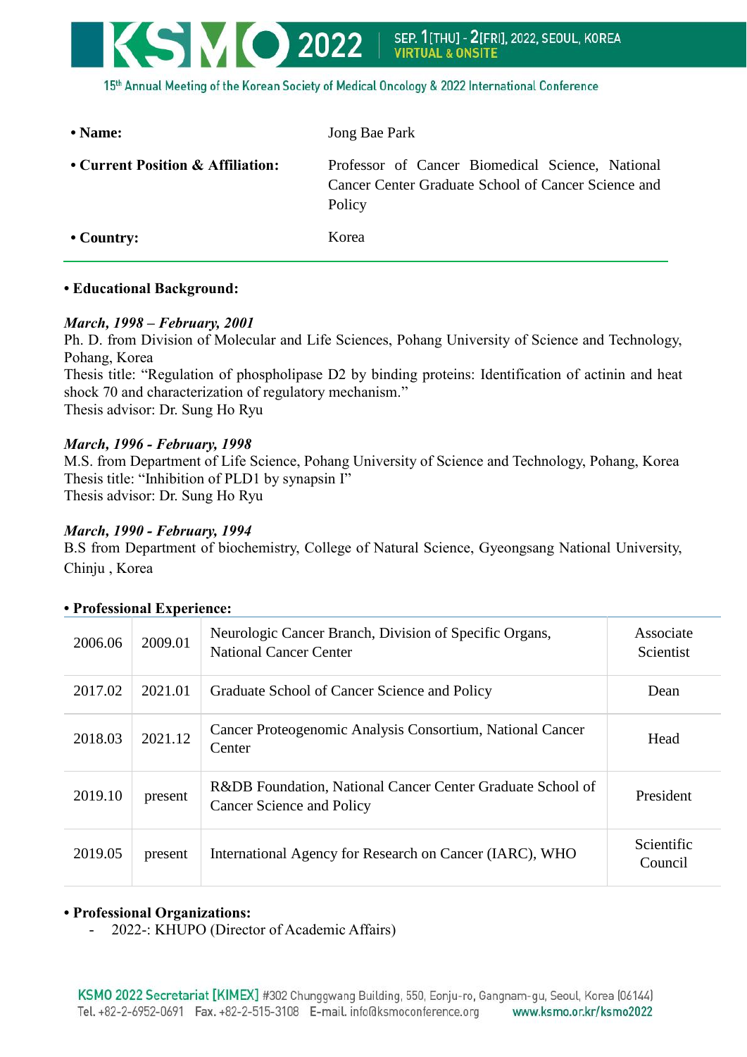| **• Name:** | Jong Bae Park |
|---|---|
| **• Current Position & Affiliation:** | Professor of Cancer Biomedical Science, National Cancer Center Graduate School of Cancer Science and Policy |
| **• Country:** | Korea |

**• Educational Background:**

***March, 1998 – February, 2001***
Ph. D. from Division of Molecular and Life Sciences, Pohang University of Science and Technology, Pohang, Korea
Thesis title: "Regulation of phospholipase D2 by binding proteins: Identification of actinin and heat shock 70 and characterization of regulatory mechanism."
Thesis advisor: Dr. Sung Ho Ryu

***March, 1996 - February, 1998***
M.S. from Department of Life Science, Pohang University of Science and Technology, Pohang, Korea
Thesis title: "Inhibition of PLD1 by synapsin I"
Thesis advisor: Dr. Sung Ho Ryu

***March, 1990 - February, 1994***
B.S from Department of biochemistry, College of Natural Science, Gyeongsang National University, Chinju , Korea

**• Professional Experience:**

| | | | |
|---|---|---|---|
| 2006.06 | 2009.01 | Neurologic Cancer Branch, Division of Specific Organs, National Cancer Center | Associate Scientist |
| 2017.02 | 2021.01 | Graduate School of Cancer Science and Policy | Dean |
| 2018.03 | 2021.12 | Cancer Proteogenomic Analysis Consortium, National Cancer Center | Head |
| 2019.10 | present | R&DB Foundation, National Cancer Center Graduate School of Cancer Science and Policy | President |
| 2019.05 | present | International Agency for Research on Cancer (IARC), WHO | Scientific Council |

**• Professional Organizations:**

- 2022-: KHUPO (Director of Academic Affairs)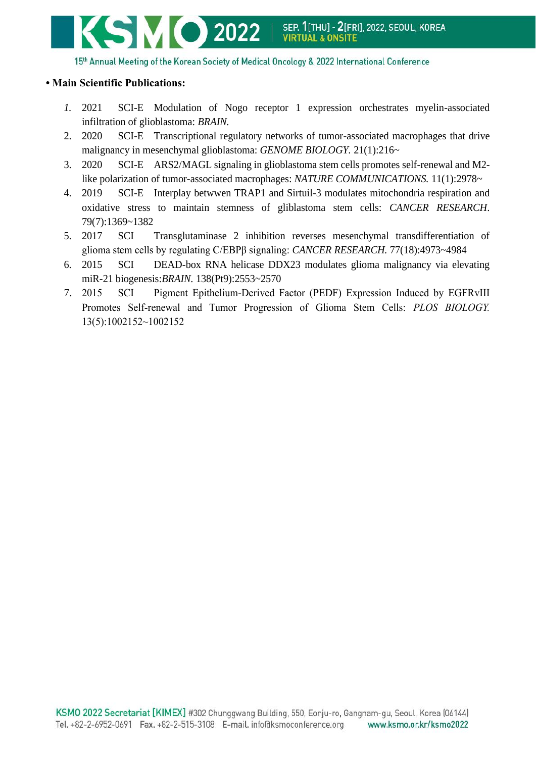- **Main Scientific Publications:**

1. 2021 SCI-E Modulation of Nogo receptor 1 expression orchestrates myelin-associated infiltration of glioblastoma: *BRAIN.*
2. 2020 SCI-E Transcriptional regulatory networks of tumor-associated macrophages that drive malignancy in mesenchymal glioblastoma: *GENOME BIOLOGY.* 21(1):216~
3. 2020 SCI-E ARS2/MAGL signaling in glioblastoma stem cells promotes self-renewal and M2-like polarization of tumor-associated macrophages: *NATURE COMMUNICATIONS.* 11(1):2978~
4. 2019 SCI-E Interplay betwwen TRAP1 and Sirtuil-3 modulates mitochondria respiration and oxidative stress to maintain stemness of gliblastoma stem cells: *CANCER RESEARCH*. 79(7):1369~1382
5. 2017 SCI Transglutaminase 2 inhibition reverses mesenchymal transdifferentiation of glioma stem cells by regulating C/EBPβ signaling: *CANCER RESEARCH.* 77(18):4973~4984
6. 2015 SCI DEAD-box RNA helicase DDX23 modulates glioma malignancy via elevating miR-21 biogenesis:*BRAIN.* 138(Pt9):2553~2570
7. 2015 SCI Pigment Epithelium-Derived Factor (PEDF) Expression Induced by EGFRvIII Promotes Self-renewal and Tumor Progression of Glioma Stem Cells: *PLOS BIOLOGY.* 13(5):1002152~1002152